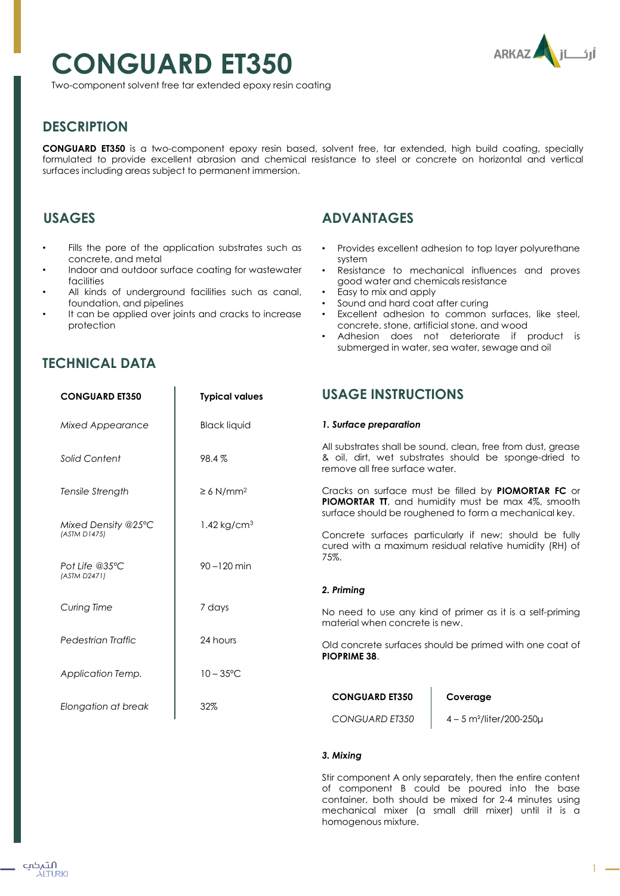# CONGUARD ET350

Two-component solvent free tar extended epoxy resin coating

## DESCRIPTION

**CONGUARD ET350** is a two-component epoxy resin based, solvent free, tar extended, high build coating, specially formulated to provide excellent abrasion and chemical resistance to steel or concrete on horizontal and vertical surfaces including areas subject to permanent immersion.

## USAGES

- Fills the pore of the application substrates such as concrete, and metal
- Indoor and outdoor surface coating for wastewater facilities
- All kinds of underground facilities such as canal, foundation, and pipelines
- It can be applied over joints and cracks to increase protection

## ADVANTAGES

- Provides excellent adhesion to top layer polyurethane system
- Resistance to mechanical influences and proves good water and chemicals resistance
- Easy to mix and apply
- Sound and hard coat after curing
- Excellent adhesion to common surfaces, like steel, concrete, stone, artificial stone, and wood
- Adhesion does not deteriorate if product is submerged in water, sea water, sewage and oil

## TECHNICAL DATA

| CONGUARD ET350 | Typical values |
|---|---|
| *Mixed Appearance* | Black liquid |
| *Solid Content* | 98.4 % |
| *Tensile Strength* | ≥ 6 N/mm$^2$ |
| *Mixed Density @25°C* *(ASTM D1475)* | 1.42 kg/cm$^3$ |
| *Pot Life @35°C* *(ASTM D2471)* | 90 –120 min |
| *Curing Time* | 7 days |
| *Pedestrian Traffic* | 24 hours |
| *Application Temp.* | 10 – 35°C |
| *Elongation at break* | 32% |

## USAGE INSTRUCTIONS

***1. Surface preparation***

All substrates shall be sound, clean, free from dust, grease & oil, dirt, wet substrates should be sponge-dried to remove all free surface water.

Cracks on surface must be filled by **PIOMORTAR FC** or **PIOMORTAR TT**, and humidity must be max 4%, smooth surface should be roughened to form a mechanical key.

Concrete surfaces particularly if new; should be fully cured with a maximum residual relative humidity (RH) of 75%.

***2. Priming***

No need to use any kind of primer as it is a self-priming material when concrete is new.

Old concrete surfaces should be primed with one coat of **PIOPRIME 38**.

| CONGUARD ET350 | Coverage |
|---|---|
| *CONGUARD ET350* | 4 – 5 m²/liter/200-250μ |

***3. Mixing***

Stir component A only separately, then the entire content of component B could be poured into the base container, both should be mixed for 2-4 minutes using mechanical mixer (a small drill mixer) until it is a homogenous mixture.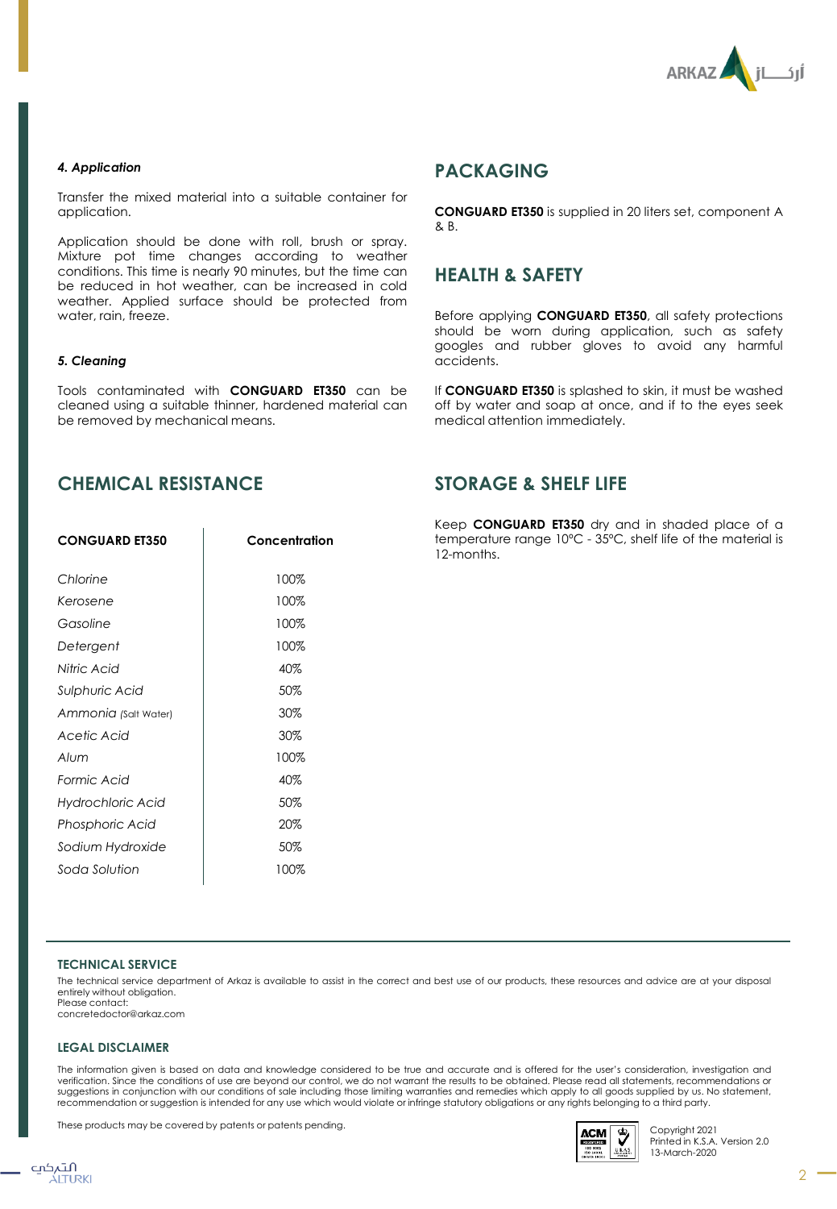#### *4. Application*

Transfer the mixed material into a suitable container for application.

Application should be done with roll, brush or spray. Mixture pot time changes according to weather conditions. This time is nearly 90 minutes, but the time can be reduced in hot weather, can be increased in cold weather. Applied surface should be protected from water, rain, freeze.

#### *5. Cleaning*

Tools contaminated with **CONGUARD ET350** can be cleaned using a suitable thinner, hardened material can be removed by mechanical means.

## CHEMICAL RESISTANCE

| CONGUARD ET350 | Concentration |
|---|---|
| *Chlorine* | 100% |
| *Kerosene* | 100% |
| *Gasoline* | 100% |
| *Detergent* | 100% |
| *Nitric Acid* | 40% |
| *Sulphuric Acid* | 50% |
| *Ammonia* (Salt Water) | 30% |
| *Acetic Acid* | 30% |
| *Alum* | 100% |
| *Formic Acid* | 40% |
| *Hydrochloric Acid* | 50% |
| *Phosphoric Acid* | 20% |
| *Sodium Hydroxide* | 50% |
| *Soda Solution* | 100% |

## PACKAGING

**CONGUARD ET350** is supplied in 20 liters set, component A & B.

## HEALTH & SAFETY

Before applying **CONGUARD ET350**, all safety protections should be worn during application, such as safety googles and rubber gloves to avoid any harmful accidents.

If **CONGUARD ET350** is splashed to skin, it must be washed off by water and soap at once, and if to the eyes seek medical attention immediately.

## STORAGE & SHELF LIFE

Keep **CONGUARD ET350** dry and in shaded place of a temperature range 10ºC - 35ºC, shelf life of the material is 12-months.

### TECHNICAL SERVICE

The technical service department of Arkaz is available to assist in the correct and best use of our products, these resources and advice are at your disposal entirely without obligation.
Please contact:
concretedoctor@arkaz.com

### LEGAL DISCLAIMER

The information given is based on data and knowledge considered to be true and accurate and is offered for the user's consideration, investigation and verification. Since the conditions of use are beyond our control, we do not warrant the results to be obtained. Please read all statements, recommendations or suggestions in conjunction with our conditions of sale including those limiting warranties and remedies which apply to all goods supplied by us. No statement, recommendation or suggestion is intended for any use which would violate or infringe statutory obligations or any rights belonging to a third party.

These products may be covered by patents or patents pending.

Copyright 2021
Printed in K.S.A. Version 2.0
13-March-2020